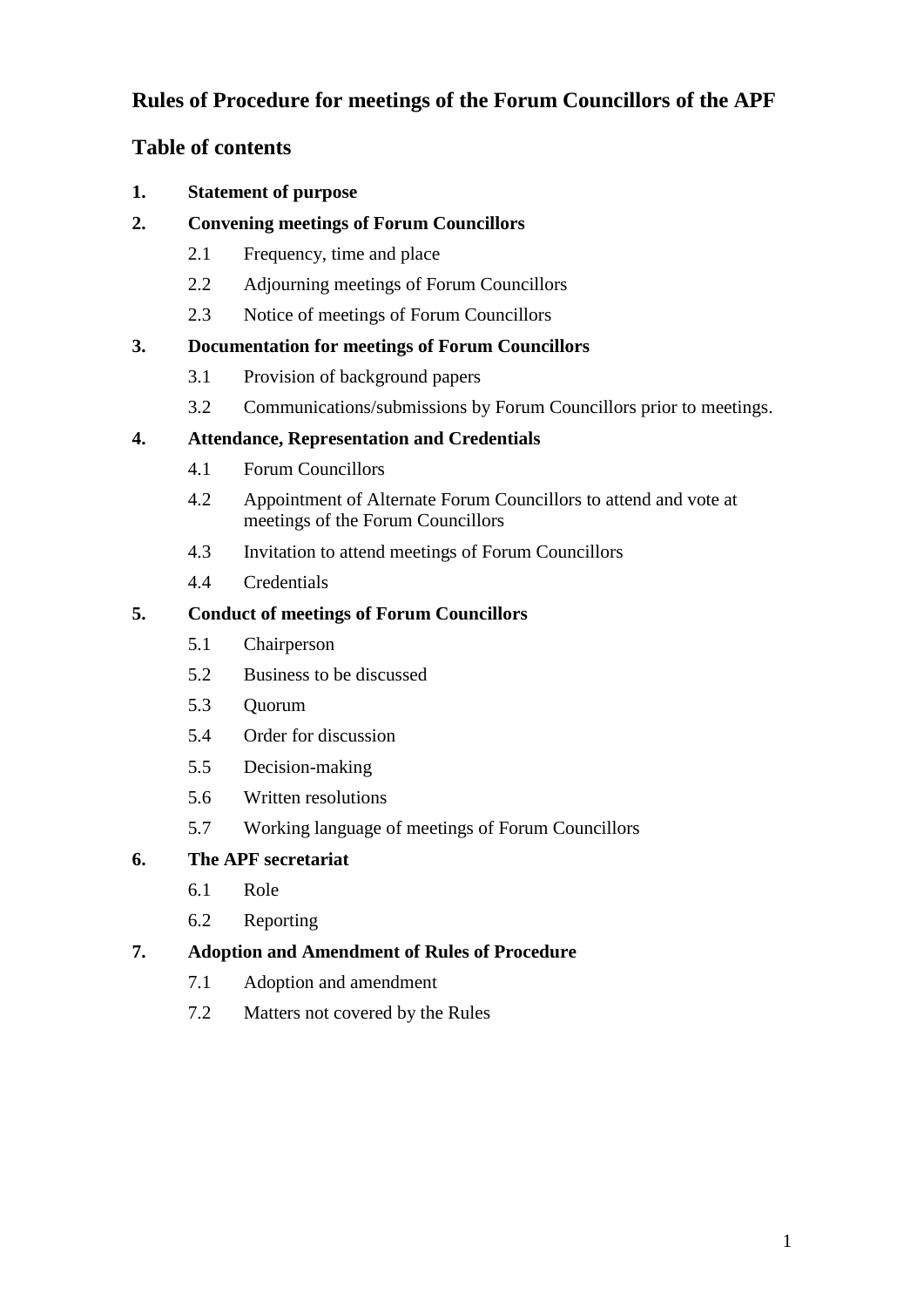# Rules of Procedure for meetings of the Forum Councillors of the APF

## Table of contents

**1. Statement of purpose**

**2. Convening meetings of Forum Councillors**

- 2.1 Frequency, time and place
- 2.2 Adjourning meetings of Forum Councillors
- 2.3 Notice of meetings of Forum Councillors

**3. Documentation for meetings of Forum Councillors**

- 3.1 Provision of background papers
- 3.2 Communications/submissions by Forum Councillors prior to meetings.

**4. Attendance, Representation and Credentials**

- 4.1 Forum Councillors
- 4.2 Appointment of Alternate Forum Councillors to attend and vote at meetings of the Forum Councillors
- 4.3 Invitation to attend meetings of Forum Councillors
- 4.4 Credentials

**5. Conduct of meetings of Forum Councillors**

- 5.1 Chairperson
- 5.2 Business to be discussed
- 5.3 Quorum
- 5.4 Order for discussion
- 5.5 Decision-making
- 5.6 Written resolutions
- 5.7 Working language of meetings of Forum Councillors

**6. The APF secretariat**

- 6.1 Role
- 6.2 Reporting

**7. Adoption and Amendment of Rules of Procedure**

- 7.1 Adoption and amendment
- 7.2 Matters not covered by the Rules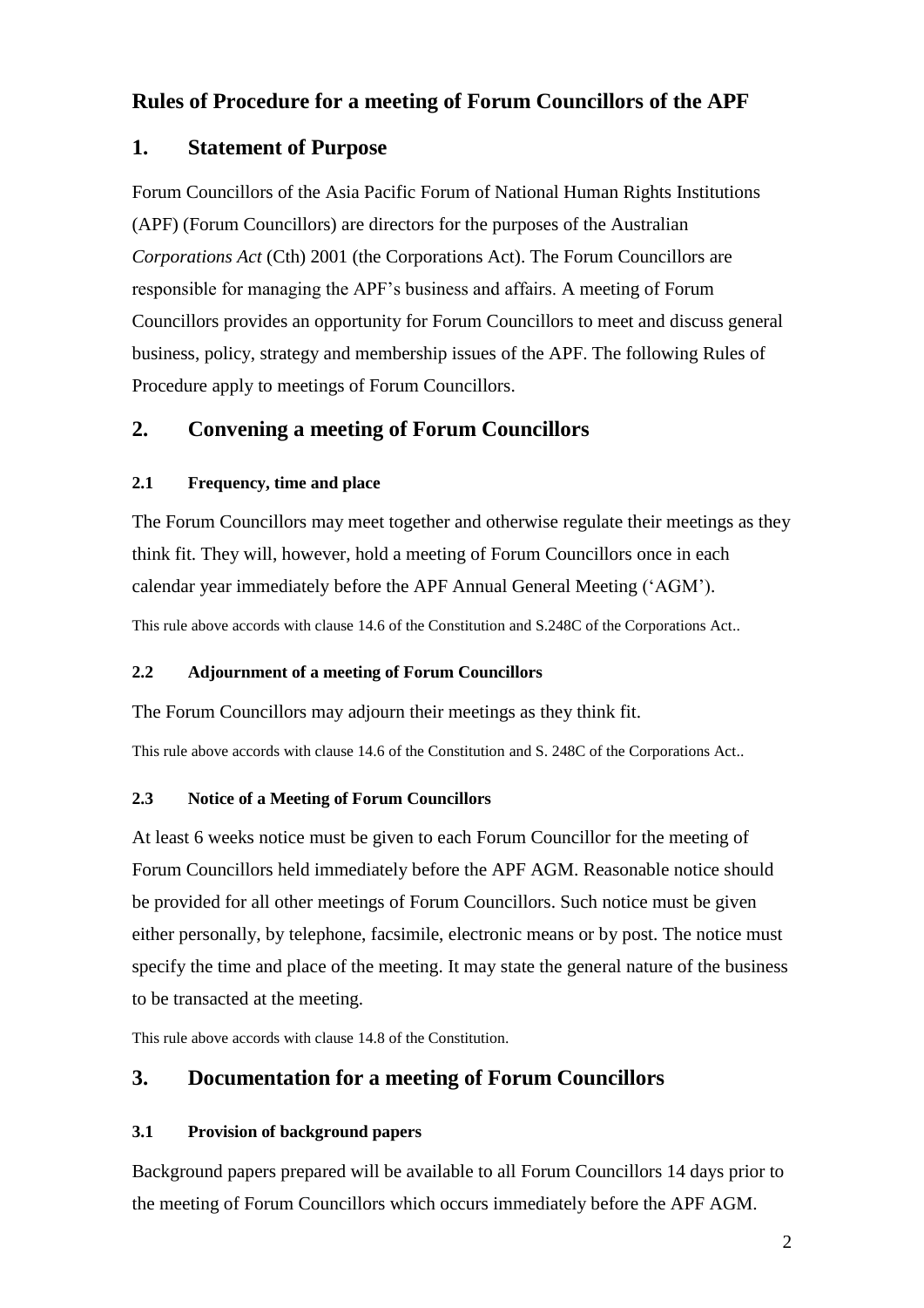# Rules of Procedure for a meeting of Forum Councillors of the APF

## 1. Statement of Purpose

Forum Councillors of the Asia Pacific Forum of National Human Rights Institutions (APF) (Forum Councillors) are directors for the purposes of the Australian *Corporations Act* (Cth) 2001 (the Corporations Act). The Forum Councillors are responsible for managing the APF's business and affairs. A meeting of Forum Councillors provides an opportunity for Forum Councillors to meet and discuss general business, policy, strategy and membership issues of the APF. The following Rules of Procedure apply to meetings of Forum Councillors.

## 2. Convening a meeting of Forum Councillors

### 2.1 Frequency, time and place

The Forum Councillors may meet together and otherwise regulate their meetings as they think fit. They will, however, hold a meeting of Forum Councillors once in each calendar year immediately before the APF Annual General Meeting ('AGM').

This rule above accords with clause 14.6 of the Constitution and S.248C of the Corporations Act..

### 2.2 Adjournment of a meeting of Forum Councillors

The Forum Councillors may adjourn their meetings as they think fit.

This rule above accords with clause 14.6 of the Constitution and S. 248C of the Corporations Act..

### 2.3 Notice of a Meeting of Forum Councillors

At least 6 weeks notice must be given to each Forum Councillor for the meeting of Forum Councillors held immediately before the APF AGM. Reasonable notice should be provided for all other meetings of Forum Councillors. Such notice must be given either personally, by telephone, facsimile, electronic means or by post. The notice must specify the time and place of the meeting. It may state the general nature of the business to be transacted at the meeting.

This rule above accords with clause 14.8 of the Constitution.

## 3. Documentation for a meeting of Forum Councillors

### 3.1 Provision of background papers

Background papers prepared will be available to all Forum Councillors 14 days prior to the meeting of Forum Councillors which occurs immediately before the APF AGM.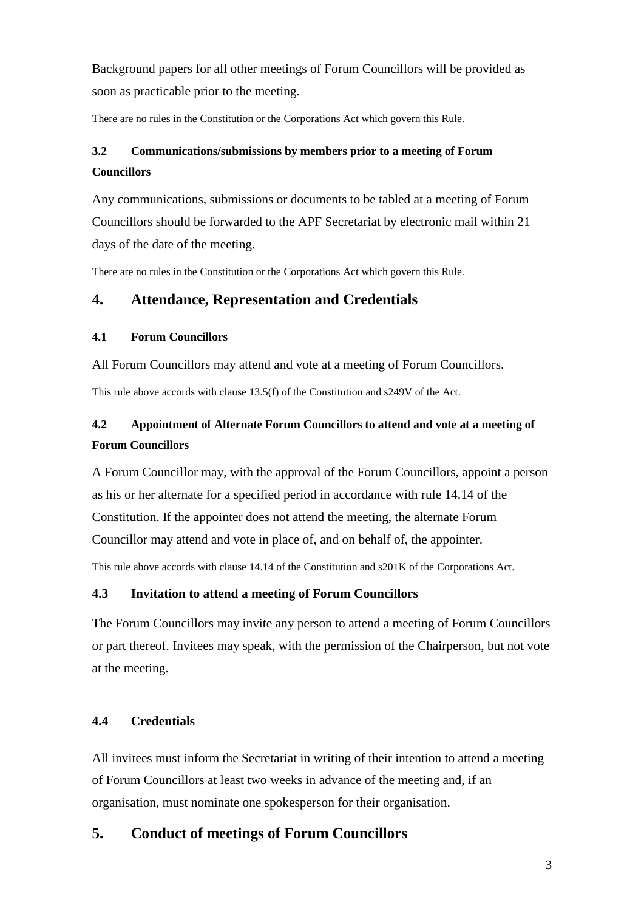Background papers for all other meetings of Forum Councillors will be provided as soon as practicable prior to the meeting.

There are no rules in the Constitution or the Corporations Act which govern this Rule.

### 3.2 Communications/submissions by members prior to a meeting of Forum Councillors

Any communications, submissions or documents to be tabled at a meeting of Forum Councillors should be forwarded to the APF Secretariat by electronic mail within 21 days of the date of the meeting.

There are no rules in the Constitution or the Corporations Act which govern this Rule.

## 4. Attendance, Representation and Credentials

### 4.1 Forum Councillors

All Forum Councillors may attend and vote at a meeting of Forum Councillors.

This rule above accords with clause 13.5(f) of the Constitution and s249V of the Act.

### 4.2 Appointment of Alternate Forum Councillors to attend and vote at a meeting of Forum Councillors

A Forum Councillor may, with the approval of the Forum Councillors, appoint a person as his or her alternate for a specified period in accordance with rule 14.14 of the Constitution. If the appointer does not attend the meeting, the alternate Forum Councillor may attend and vote in place of, and on behalf of, the appointer.

This rule above accords with clause 14.14 of the Constitution and s201K of the Corporations Act.

### 4.3 Invitation to attend a meeting of Forum Councillors

The Forum Councillors may invite any person to attend a meeting of Forum Councillors or part thereof. Invitees may speak, with the permission of the Chairperson, but not vote at the meeting.

### 4.4 Credentials

All invitees must inform the Secretariat in writing of their intention to attend a meeting of Forum Councillors at least two weeks in advance of the meeting and, if an organisation, must nominate one spokesperson for their organisation.

## 5. Conduct of meetings of Forum Councillors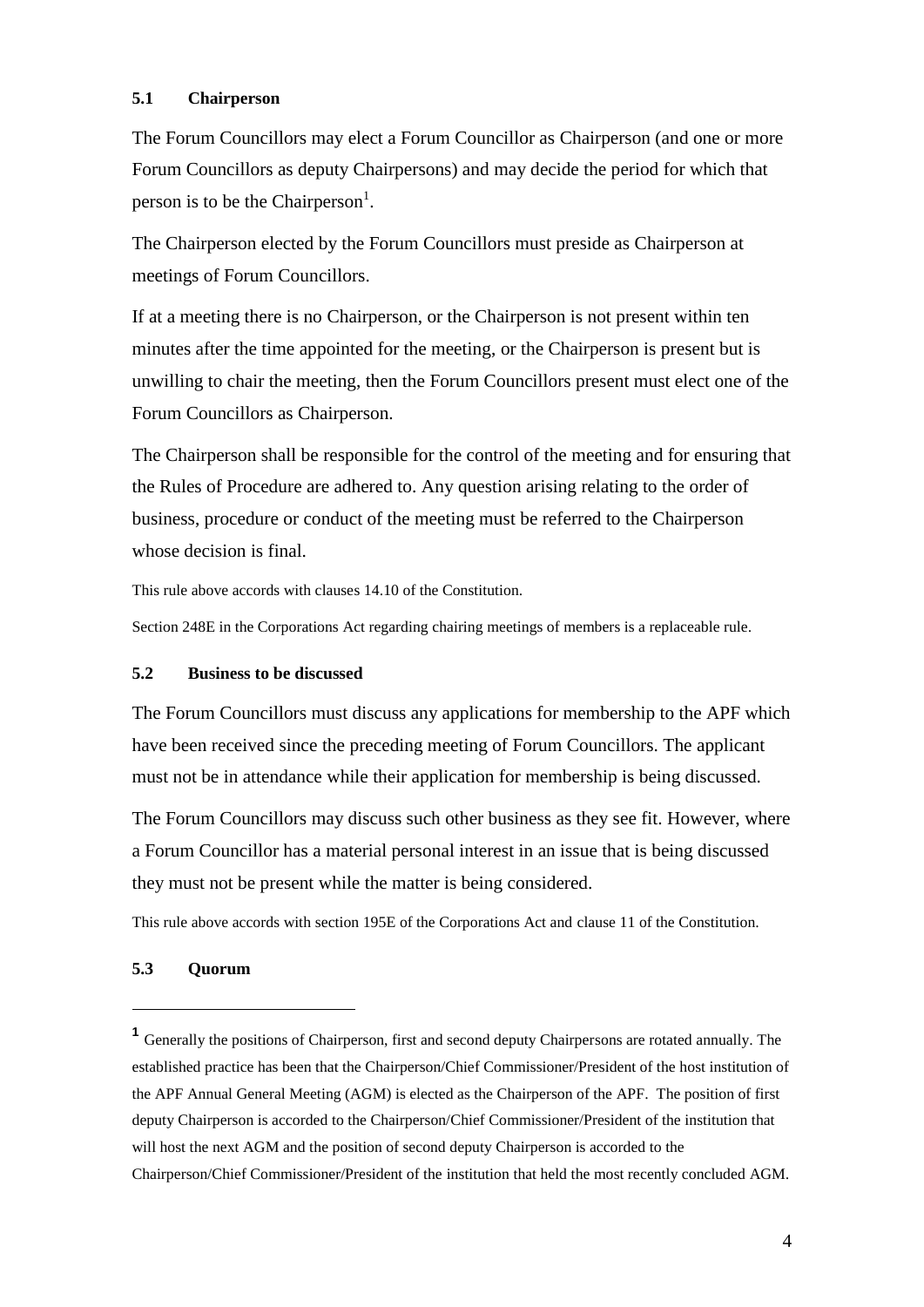### 5.1 Chairperson

The Forum Councillors may elect a Forum Councillor as Chairperson (and one or more Forum Councillors as deputy Chairpersons) and may decide the period for which that person is to be the Chairperson[1].

The Chairperson elected by the Forum Councillors must preside as Chairperson at meetings of Forum Councillors.

If at a meeting there is no Chairperson, or the Chairperson is not present within ten minutes after the time appointed for the meeting, or the Chairperson is present but is unwilling to chair the meeting, then the Forum Councillors present must elect one of the Forum Councillors as Chairperson.

The Chairperson shall be responsible for the control of the meeting and for ensuring that the Rules of Procedure are adhered to. Any question arising relating to the order of business, procedure or conduct of the meeting must be referred to the Chairperson whose decision is final.

This rule above accords with clauses 14.10 of the Constitution.

Section 248E in the Corporations Act regarding chairing meetings of members is a replaceable rule.

### 5.2 Business to be discussed

The Forum Councillors must discuss any applications for membership to the APF which have been received since the preceding meeting of Forum Councillors. The applicant must not be in attendance while their application for membership is being discussed.

The Forum Councillors may discuss such other business as they see fit. However, where a Forum Councillor has a material personal interest in an issue that is being discussed they must not be present while the matter is being considered.

This rule above accords with section 195E of the Corporations Act and clause 11 of the Constitution.

### 5.3 Quorum

---

[1] Generally the positions of Chairperson, first and second deputy Chairpersons are rotated annually. The established practice has been that the Chairperson/Chief Commissioner/President of the host institution of the APF Annual General Meeting (AGM) is elected as the Chairperson of the APF. The position of first deputy Chairperson is accorded to the Chairperson/Chief Commissioner/President of the institution that will host the next AGM and the position of second deputy Chairperson is accorded to the Chairperson/Chief Commissioner/President of the institution that held the most recently concluded AGM.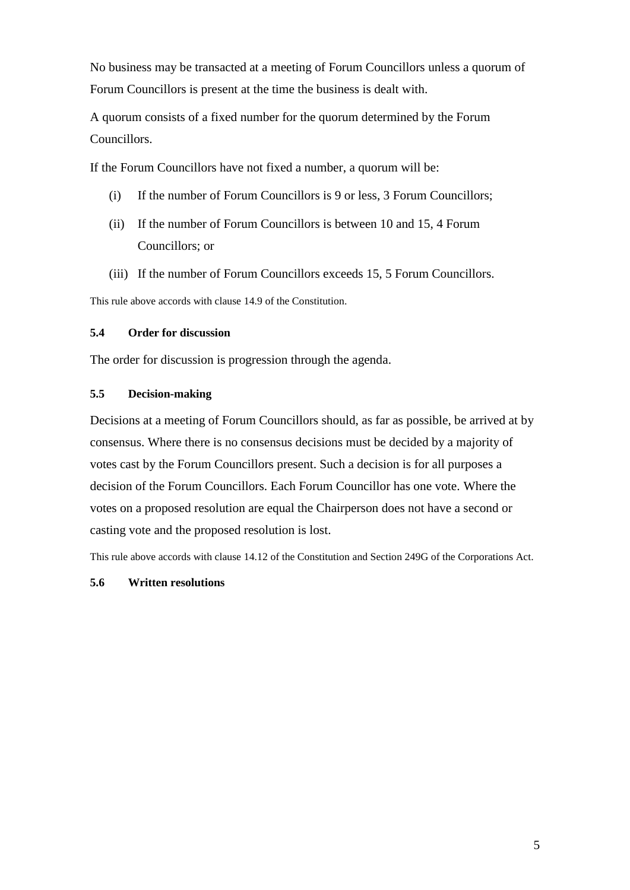No business may be transacted at a meeting of Forum Councillors unless a quorum of Forum Councillors is present at the time the business is dealt with.

A quorum consists of a fixed number for the quorum determined by the Forum Councillors.

If the Forum Councillors have not fixed a number, a quorum will be:

(i) If the number of Forum Councillors is 9 or less, 3 Forum Councillors;

(ii) If the number of Forum Councillors is between 10 and 15, 4 Forum Councillors; or

(iii) If the number of Forum Councillors exceeds 15, 5 Forum Councillors.

This rule above accords with clause 14.9 of the Constitution.

#### 5.4 Order for discussion

The order for discussion is progression through the agenda.

#### 5.5 Decision-making

Decisions at a meeting of Forum Councillors should, as far as possible, be arrived at by consensus. Where there is no consensus decisions must be decided by a majority of votes cast by the Forum Councillors present. Such a decision is for all purposes a decision of the Forum Councillors. Each Forum Councillor has one vote. Where the votes on a proposed resolution are equal the Chairperson does not have a second or casting vote and the proposed resolution is lost.

This rule above accords with clause 14.12 of the Constitution and Section 249G of the Corporations Act.

#### 5.6 Written resolutions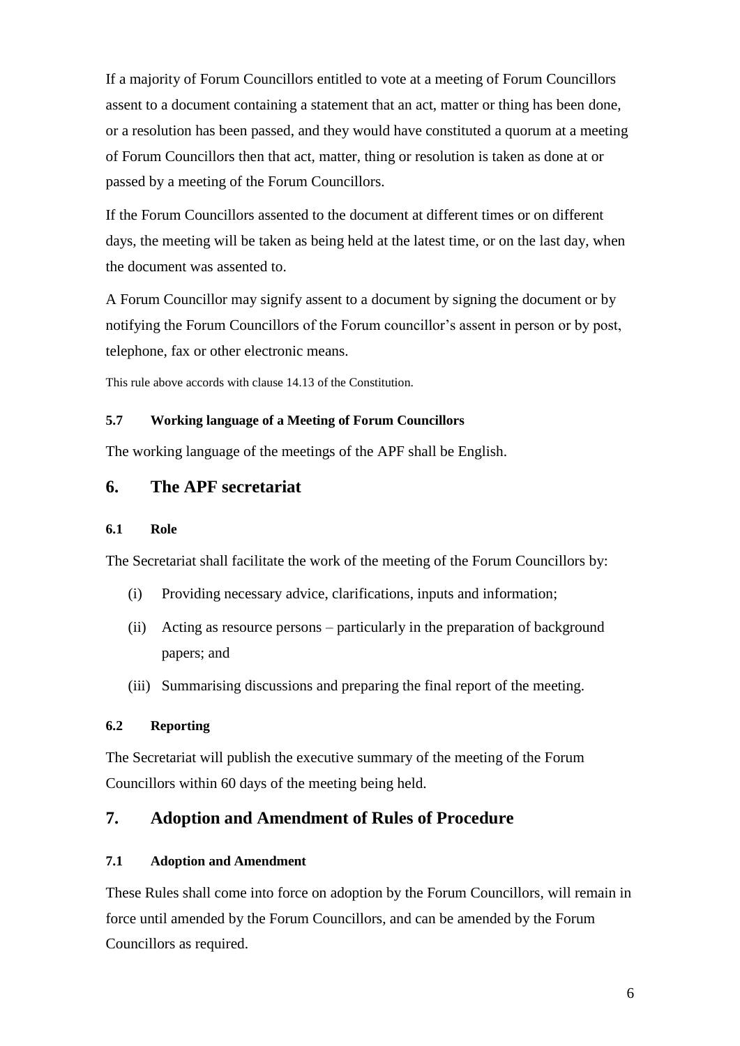If a majority of Forum Councillors entitled to vote at a meeting of Forum Councillors assent to a document containing a statement that an act, matter or thing has been done, or a resolution has been passed, and they would have constituted a quorum at a meeting of Forum Councillors then that act, matter, thing or resolution is taken as done at or passed by a meeting of the Forum Councillors.

If the Forum Councillors assented to the document at different times or on different days, the meeting will be taken as being held at the latest time, or on the last day, when the document was assented to.

A Forum Councillor may signify assent to a document by signing the document or by notifying the Forum Councillors of the Forum councillor's assent in person or by post, telephone, fax or other electronic means.

This rule above accords with clause 14.13 of the Constitution.

### 5.7 Working language of a Meeting of Forum Councillors

The working language of the meetings of the APF shall be English.

## 6. The APF secretariat

### 6.1 Role

The Secretariat shall facilitate the work of the meeting of the Forum Councillors by:

(i) Providing necessary advice, clarifications, inputs and information;

(ii) Acting as resource persons – particularly in the preparation of background papers; and

(iii) Summarising discussions and preparing the final report of the meeting.

### 6.2 Reporting

The Secretariat will publish the executive summary of the meeting of the Forum Councillors within 60 days of the meeting being held.

## 7. Adoption and Amendment of Rules of Procedure

### 7.1 Adoption and Amendment

These Rules shall come into force on adoption by the Forum Councillors, will remain in force until amended by the Forum Councillors, and can be amended by the Forum Councillors as required.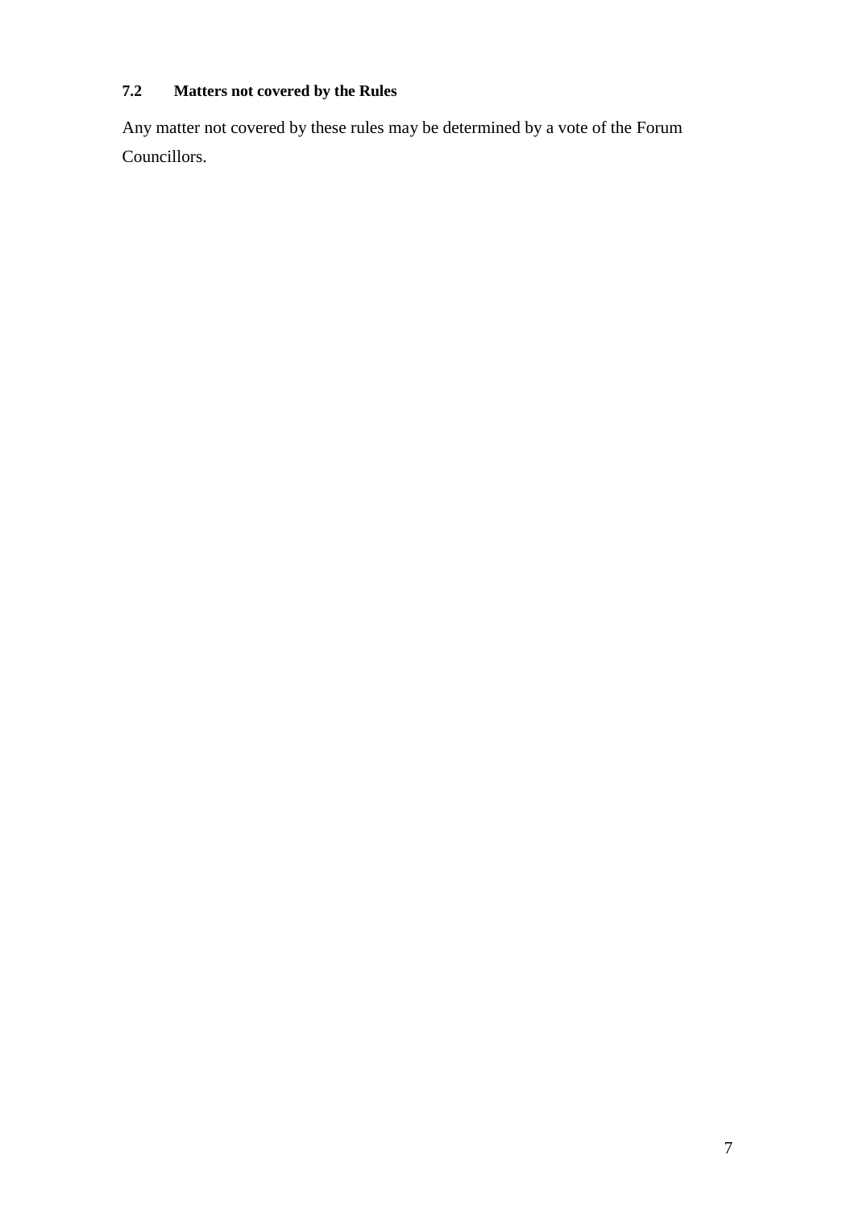### 7.2 Matters not covered by the Rules

Any matter not covered by these rules may be determined by a vote of the Forum Councillors.